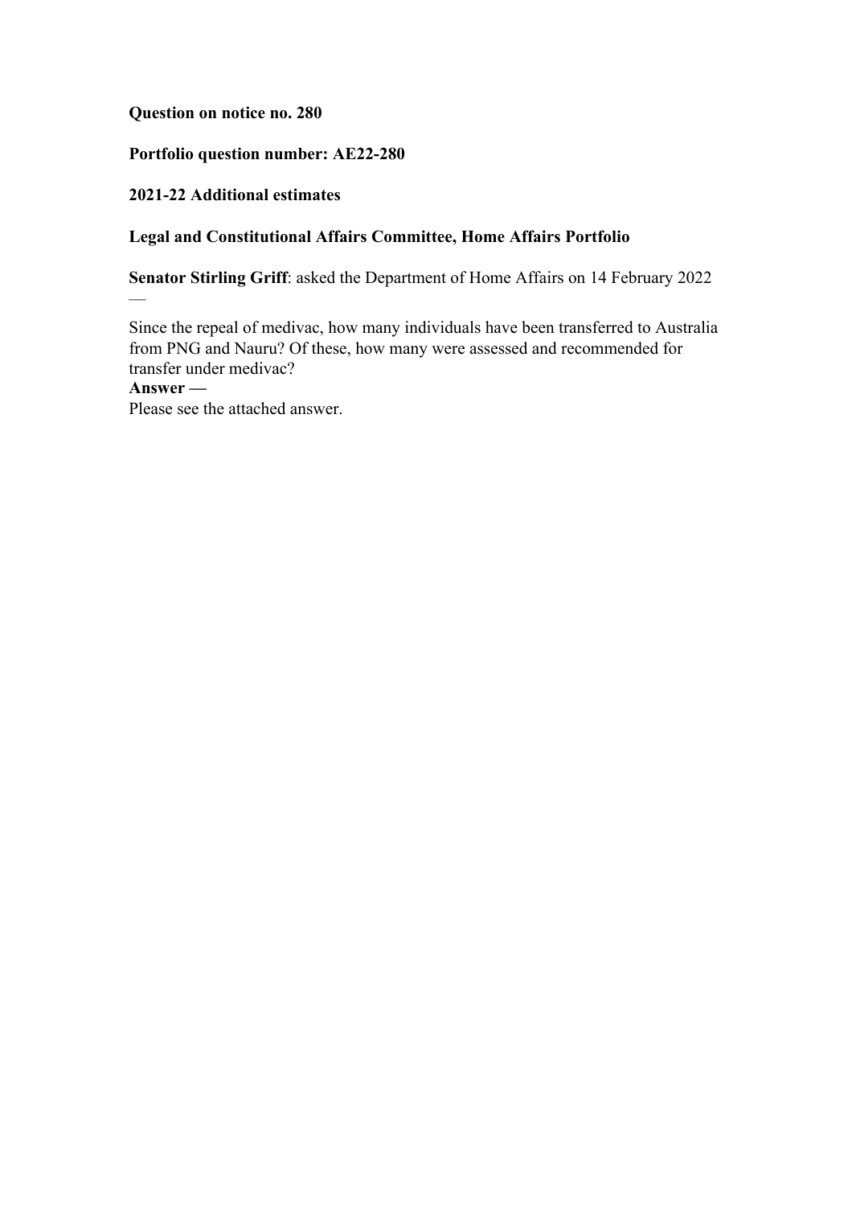**Question on notice no. 280**

**Portfolio question number: AE22-280**

**2021-22 Additional estimates**

**Legal and Constitutional Affairs Committee, Home Affairs Portfolio**

**Senator Stirling Griff**: asked the Department of Home Affairs on 14 February 2022 —

Since the repeal of medivac, how many individuals have been transferred to Australia from PNG and Nauru? Of these, how many were assessed and recommended for transfer under medivac?

**Answer —**

Please see the attached answer.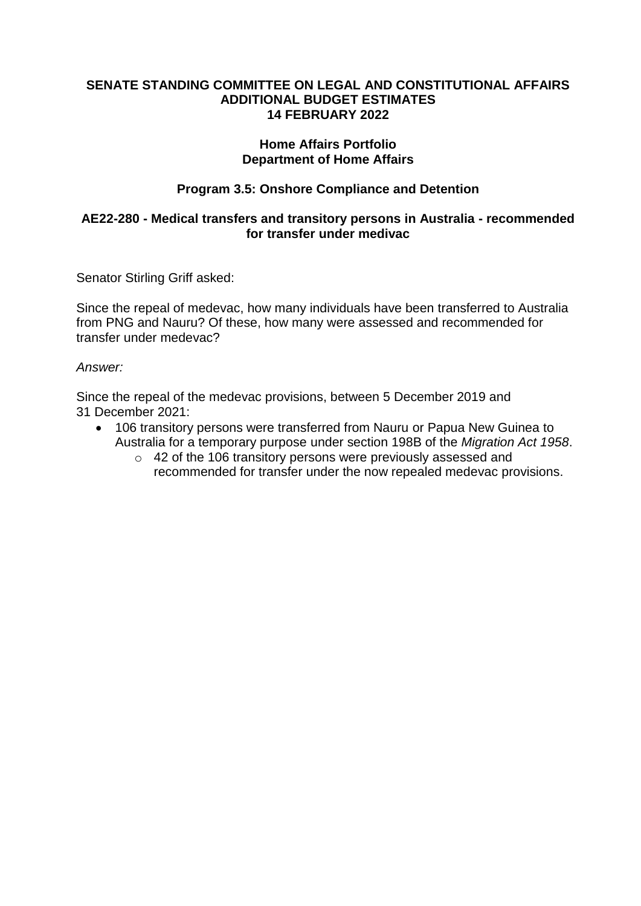**SENATE STANDING COMMITTEE ON LEGAL AND CONSTITUTIONAL AFFAIRS**
**ADDITIONAL BUDGET ESTIMATES**
**14 FEBRUARY 2022**

**Home Affairs Portfolio**
**Department of Home Affairs**

**Program 3.5: Onshore Compliance and Detention**

**AE22-280 - Medical transfers and transitory persons in Australia - recommended for transfer under medivac**

Senator Stirling Griff asked:

Since the repeal of medevac, how many individuals have been transferred to Australia from PNG and Nauru? Of these, how many were assessed and recommended for transfer under medevac?

*Answer:*

Since the repeal of the medevac provisions, between 5 December 2019 and 31 December 2021:

- 106 transitory persons were transferred from Nauru or Papua New Guinea to Australia for a temporary purpose under section 198B of the *Migration Act 1958*.
    - 42 of the 106 transitory persons were previously assessed and recommended for transfer under the now repealed medevac provisions.